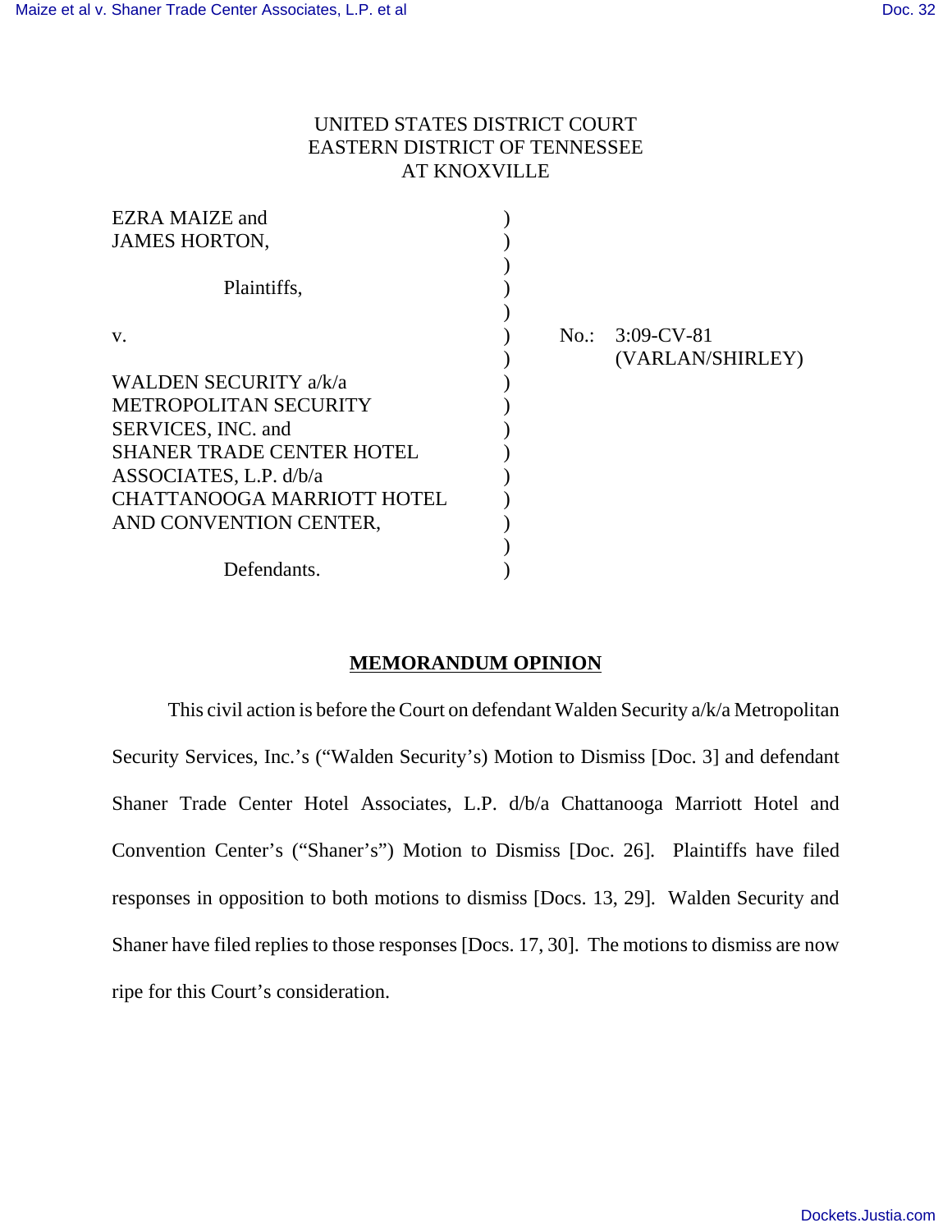UNITED STATES DISTRICT COURT
EASTERN DISTRICT OF TENNESSEE
AT KNOXVILLE

| | | |
|---|---|---|
| EZRA MAIZE and JAMES HORTON, | ) | |
| Plaintiffs, | ) | |
| v. | ) | No.: 3:09-CV-81 (VARLAN/SHIRLEY) |
| WALDEN SECURITY a/k/a METROPOLITAN SECURITY SERVICES, INC. and SHANER TRADE CENTER HOTEL ASSOCIATES, L.P. d/b/a CHATTANOOGA MARRIOTT HOTEL AND CONVENTION CENTER, | ) | |
| Defendants. | ) | |

## MEMORANDUM OPINION

This civil action is before the Court on defendant Walden Security a/k/a Metropolitan Security Services, Inc.'s ("Walden Security's) Motion to Dismiss [Doc. 3] and defendant Shaner Trade Center Hotel Associates, L.P. d/b/a Chattanooga Marriott Hotel and Convention Center's ("Shaner's") Motion to Dismiss [Doc. 26]. Plaintiffs have filed responses in opposition to both motions to dismiss [Docs. 13, 29]. Walden Security and Shaner have filed replies to those responses [Docs. 17, 30]. The motions to dismiss are now ripe for this Court's consideration.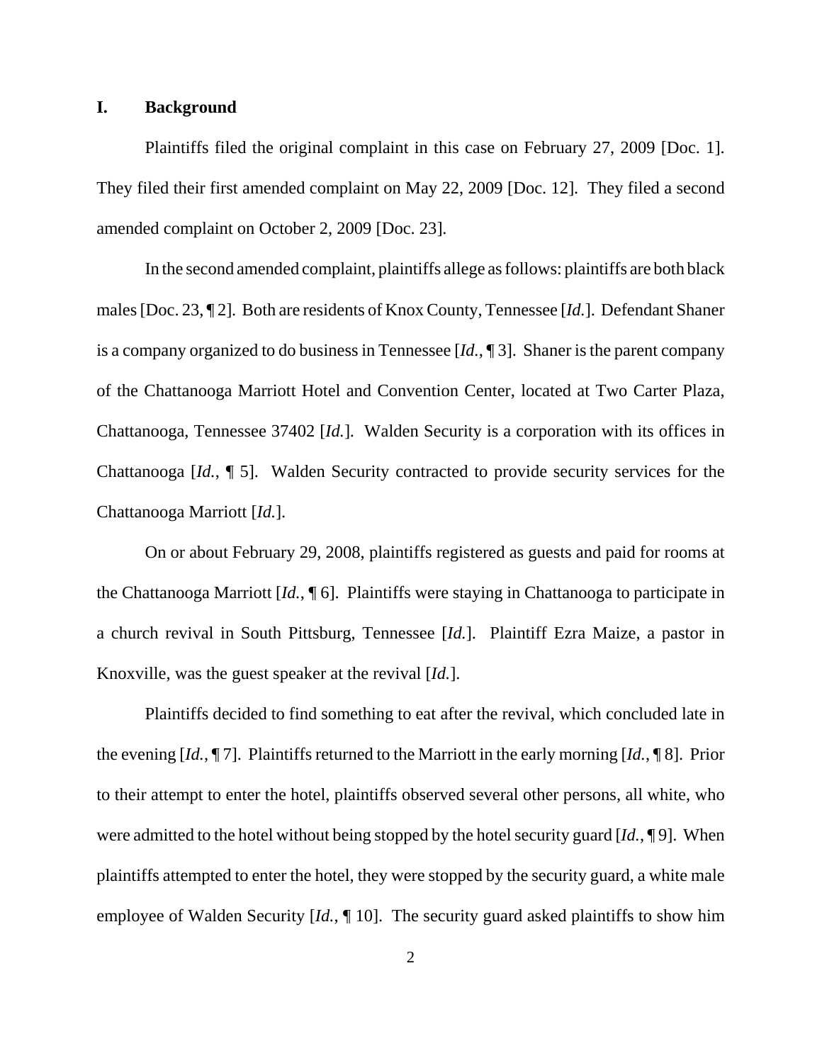## I. Background

Plaintiffs filed the original complaint in this case on February 27, 2009 [Doc. 1]. They filed their first amended complaint on May 22, 2009 [Doc. 12]. They filed a second amended complaint on October 2, 2009 [Doc. 23].

In the second amended complaint, plaintiffs allege as follows: plaintiffs are both black males [Doc. 23, ¶ 2]. Both are residents of Knox County, Tennessee [*Id.*]. Defendant Shaner is a company organized to do business in Tennessee [*Id.*, ¶ 3]. Shaner is the parent company of the Chattanooga Marriott Hotel and Convention Center, located at Two Carter Plaza, Chattanooga, Tennessee 37402 [*Id.*]. Walden Security is a corporation with its offices in Chattanooga [*Id.*, ¶ 5]. Walden Security contracted to provide security services for the Chattanooga Marriott [*Id.*].

On or about February 29, 2008, plaintiffs registered as guests and paid for rooms at the Chattanooga Marriott [*Id.*, ¶ 6]. Plaintiffs were staying in Chattanooga to participate in a church revival in South Pittsburg, Tennessee [*Id.*]. Plaintiff Ezra Maize, a pastor in Knoxville, was the guest speaker at the revival [*Id.*].

Plaintiffs decided to find something to eat after the revival, which concluded late in the evening [*Id.*, ¶ 7]. Plaintiffs returned to the Marriott in the early morning [*Id.*, ¶ 8]. Prior to their attempt to enter the hotel, plaintiffs observed several other persons, all white, who were admitted to the hotel without being stopped by the hotel security guard [*Id.*, ¶ 9]. When plaintiffs attempted to enter the hotel, they were stopped by the security guard, a white male employee of Walden Security [*Id.*, ¶ 10]. The security guard asked plaintiffs to show him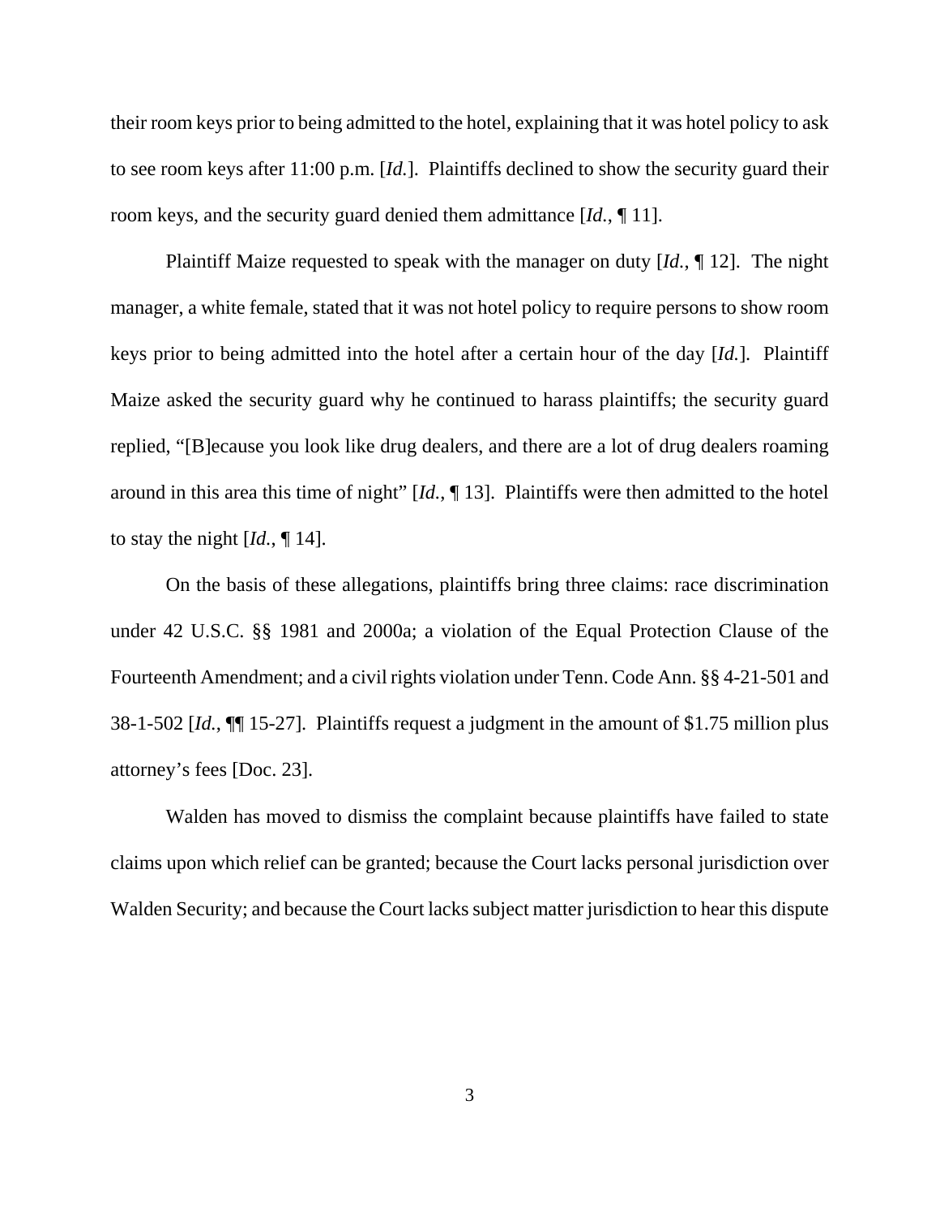their room keys prior to being admitted to the hotel, explaining that it was hotel policy to ask to see room keys after 11:00 p.m. [*Id.*]. Plaintiffs declined to show the security guard their room keys, and the security guard denied them admittance [*Id.*, ¶ 11].

Plaintiff Maize requested to speak with the manager on duty [*Id.*, ¶ 12]. The night manager, a white female, stated that it was not hotel policy to require persons to show room keys prior to being admitted into the hotel after a certain hour of the day [*Id.*]. Plaintiff Maize asked the security guard why he continued to harass plaintiffs; the security guard replied, "[B]ecause you look like drug dealers, and there are a lot of drug dealers roaming around in this area this time of night" [*Id.*, ¶ 13]. Plaintiffs were then admitted to the hotel to stay the night [*Id.*, ¶ 14].

On the basis of these allegations, plaintiffs bring three claims: race discrimination under 42 U.S.C. §§ 1981 and 2000a; a violation of the Equal Protection Clause of the Fourteenth Amendment; and a civil rights violation under Tenn. Code Ann. §§ 4-21-501 and 38-1-502 [*Id.*, ¶¶ 15-27]. Plaintiffs request a judgment in the amount of $1.75 million plus attorney's fees [Doc. 23].

Walden has moved to dismiss the complaint because plaintiffs have failed to state claims upon which relief can be granted; because the Court lacks personal jurisdiction over Walden Security; and because the Court lacks subject matter jurisdiction to hear this dispute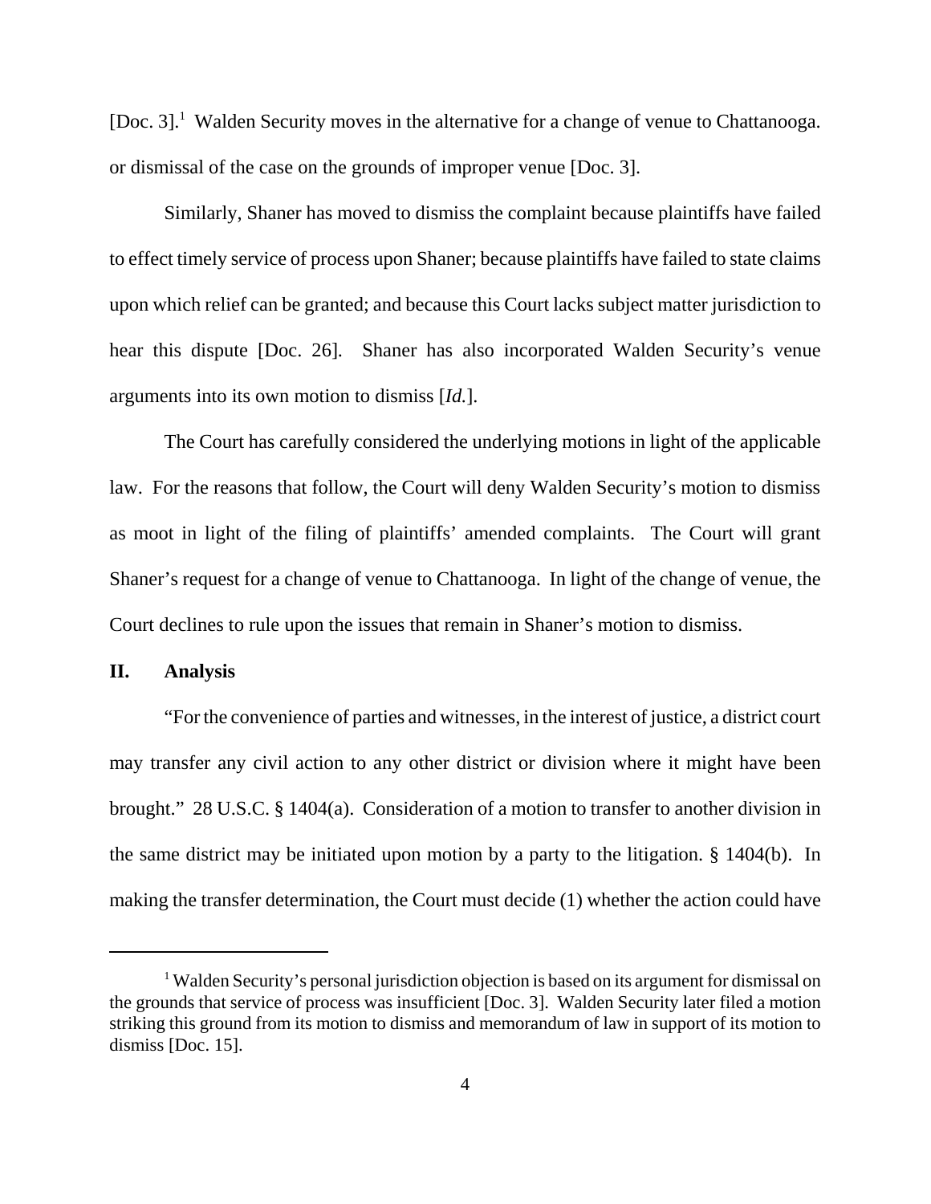[Doc. 3].[1] Walden Security moves in the alternative for a change of venue to Chattanooga. or dismissal of the case on the grounds of improper venue [Doc. 3].

Similarly, Shaner has moved to dismiss the complaint because plaintiffs have failed to effect timely service of process upon Shaner; because plaintiffs have failed to state claims upon which relief can be granted; and because this Court lacks subject matter jurisdiction to hear this dispute [Doc. 26]. Shaner has also incorporated Walden Security's venue arguments into its own motion to dismiss [*Id.*].

The Court has carefully considered the underlying motions in light of the applicable law. For the reasons that follow, the Court will deny Walden Security's motion to dismiss as moot in light of the filing of plaintiffs' amended complaints. The Court will grant Shaner's request for a change of venue to Chattanooga. In light of the change of venue, the Court declines to rule upon the issues that remain in Shaner's motion to dismiss.

## II. Analysis

"For the convenience of parties and witnesses, in the interest of justice, a district court may transfer any civil action to any other district or division where it might have been brought." 28 U.S.C. § 1404(a). Consideration of a motion to transfer to another division in the same district may be initiated upon motion by a party to the litigation. § 1404(b). In making the transfer determination, the Court must decide (1) whether the action could have

---

[1] Walden Security's personal jurisdiction objection is based on its argument for dismissal on the grounds that service of process was insufficient [Doc. 3]. Walden Security later filed a motion striking this ground from its motion to dismiss and memorandum of law in support of its motion to dismiss [Doc. 15].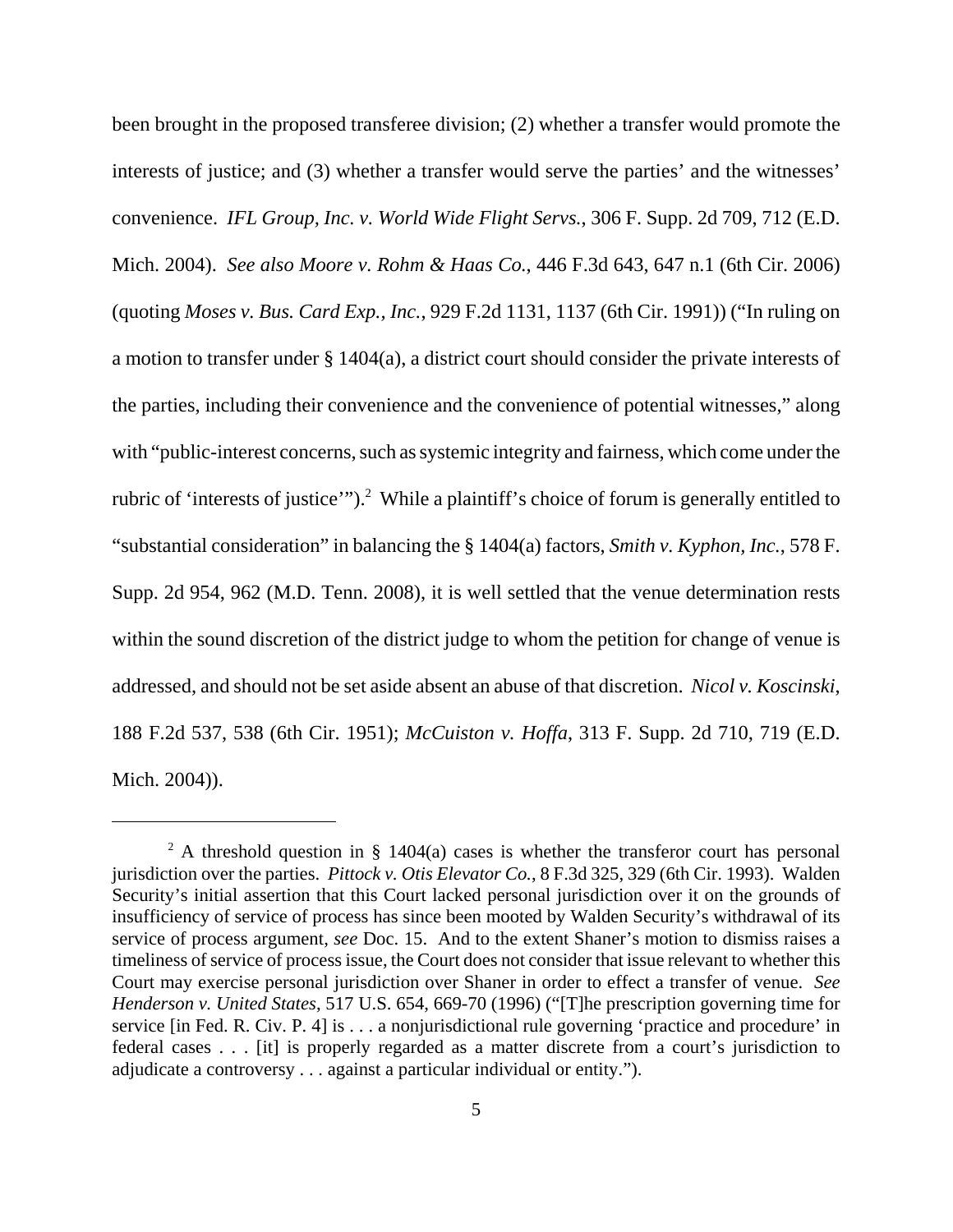been brought in the proposed transferee division; (2) whether a transfer would promote the interests of justice; and (3) whether a transfer would serve the parties' and the witnesses' convenience. *IFL Group, Inc. v. World Wide Flight Servs.*, 306 F. Supp. 2d 709, 712 (E.D. Mich. 2004). *See also Moore v. Rohm & Haas Co.*, 446 F.3d 643, 647 n.1 (6th Cir. 2006) (quoting *Moses v. Bus. Card Exp., Inc.*, 929 F.2d 1131, 1137 (6th Cir. 1991)) ("In ruling on a motion to transfer under § 1404(a), a district court should consider the private interests of the parties, including their convenience and the convenience of potential witnesses," along with "public-interest concerns, such as systemic integrity and fairness, which come under the rubric of 'interests of justice'").[2] While a plaintiff's choice of forum is generally entitled to "substantial consideration" in balancing the § 1404(a) factors, *Smith v. Kyphon, Inc.*, 578 F. Supp. 2d 954, 962 (M.D. Tenn. 2008), it is well settled that the venue determination rests within the sound discretion of the district judge to whom the petition for change of venue is addressed, and should not be set aside absent an abuse of that discretion. *Nicol v. Koscinski*, 188 F.2d 537, 538 (6th Cir. 1951); *McCuiston v. Hoffa*, 313 F. Supp. 2d 710, 719 (E.D. Mich. 2004)).

---

[2] A threshold question in § 1404(a) cases is whether the transferor court has personal jurisdiction over the parties. *Pittock v. Otis Elevator Co.*, 8 F.3d 325, 329 (6th Cir. 1993). Walden Security's initial assertion that this Court lacked personal jurisdiction over it on the grounds of insufficiency of service of process has since been mooted by Walden Security's withdrawal of its service of process argument, *see* Doc. 15. And to the extent Shaner's motion to dismiss raises a timeliness of service of process issue, the Court does not consider that issue relevant to whether this Court may exercise personal jurisdiction over Shaner in order to effect a transfer of venue. *See Henderson v. United States*, 517 U.S. 654, 669-70 (1996) ("[T]he prescription governing time for service [in Fed. R. Civ. P. 4] is . . . a nonjurisdictional rule governing 'practice and procedure' in federal cases . . . [it] is properly regarded as a matter discrete from a court's jurisdiction to adjudicate a controversy . . . against a particular individual or entity.").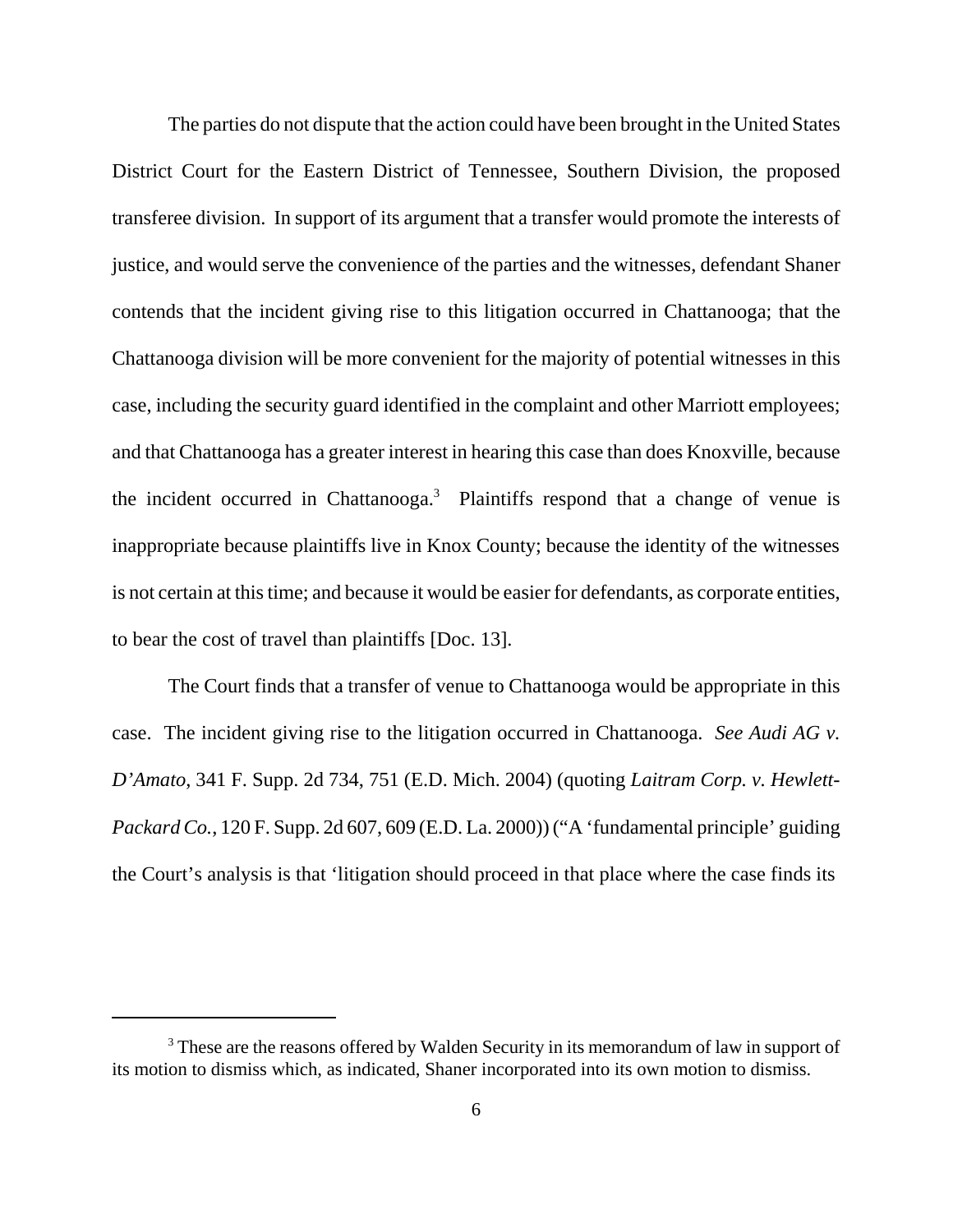The parties do not dispute that the action could have been brought in the United States District Court for the Eastern District of Tennessee, Southern Division, the proposed transferee division. In support of its argument that a transfer would promote the interests of justice, and would serve the convenience of the parties and the witnesses, defendant Shaner contends that the incident giving rise to this litigation occurred in Chattanooga; that the Chattanooga division will be more convenient for the majority of potential witnesses in this case, including the security guard identified in the complaint and other Marriott employees; and that Chattanooga has a greater interest in hearing this case than does Knoxville, because the incident occurred in Chattanooga.[3] Plaintiffs respond that a change of venue is inappropriate because plaintiffs live in Knox County; because the identity of the witnesses is not certain at this time; and because it would be easier for defendants, as corporate entities, to bear the cost of travel than plaintiffs [Doc. 13].

The Court finds that a transfer of venue to Chattanooga would be appropriate in this case. The incident giving rise to the litigation occurred in Chattanooga. *See Audi AG v. D'Amato*, 341 F. Supp. 2d 734, 751 (E.D. Mich. 2004) (quoting *Laitram Corp. v. Hewlett-Packard Co.*, 120 F. Supp. 2d 607, 609 (E.D. La. 2000)) ("A 'fundamental principle' guiding the Court's analysis is that 'litigation should proceed in that place where the case finds its

---

[3] These are the reasons offered by Walden Security in its memorandum of law in support of its motion to dismiss which, as indicated, Shaner incorporated into its own motion to dismiss.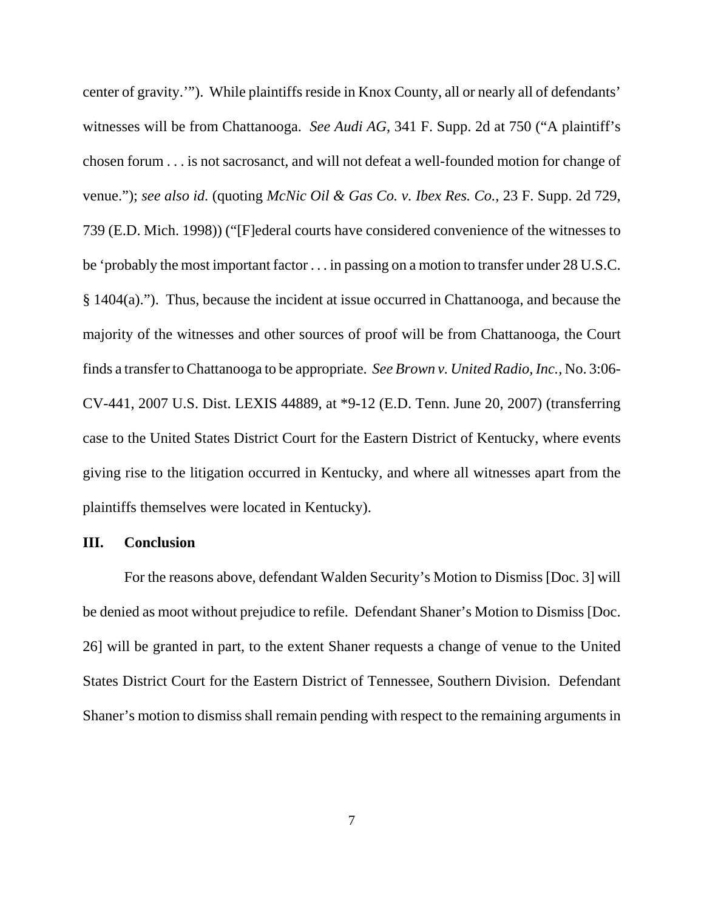center of gravity.'"). While plaintiffs reside in Knox County, all or nearly all of defendants' witnesses will be from Chattanooga. *See Audi AG*, 341 F. Supp. 2d at 750 ("A plaintiff's chosen forum . . . is not sacrosanct, and will not defeat a well-founded motion for change of venue."); *see also id.* (quoting *McNic Oil & Gas Co. v. Ibex Res. Co.*, 23 F. Supp. 2d 729, 739 (E.D. Mich. 1998)) ("[F]ederal courts have considered convenience of the witnesses to be 'probably the most important factor . . . in passing on a motion to transfer under 28 U.S.C. § 1404(a)."). Thus, because the incident at issue occurred in Chattanooga, and because the majority of the witnesses and other sources of proof will be from Chattanooga, the Court finds a transfer to Chattanooga to be appropriate. *See Brown v. United Radio, Inc.*, No. 3:06-CV-441, 2007 U.S. Dist. LEXIS 44889, at *9-12 (E.D. Tenn. June 20, 2007) (transferring case to the United States District Court for the Eastern District of Kentucky, where events giving rise to the litigation occurred in Kentucky, and where all witnesses apart from the plaintiffs themselves were located in Kentucky).

## III. Conclusion

For the reasons above, defendant Walden Security's Motion to Dismiss [Doc. 3] will be denied as moot without prejudice to refile. Defendant Shaner's Motion to Dismiss [Doc. 26] will be granted in part, to the extent Shaner requests a change of venue to the United States District Court for the Eastern District of Tennessee, Southern Division. Defendant Shaner's motion to dismiss shall remain pending with respect to the remaining arguments in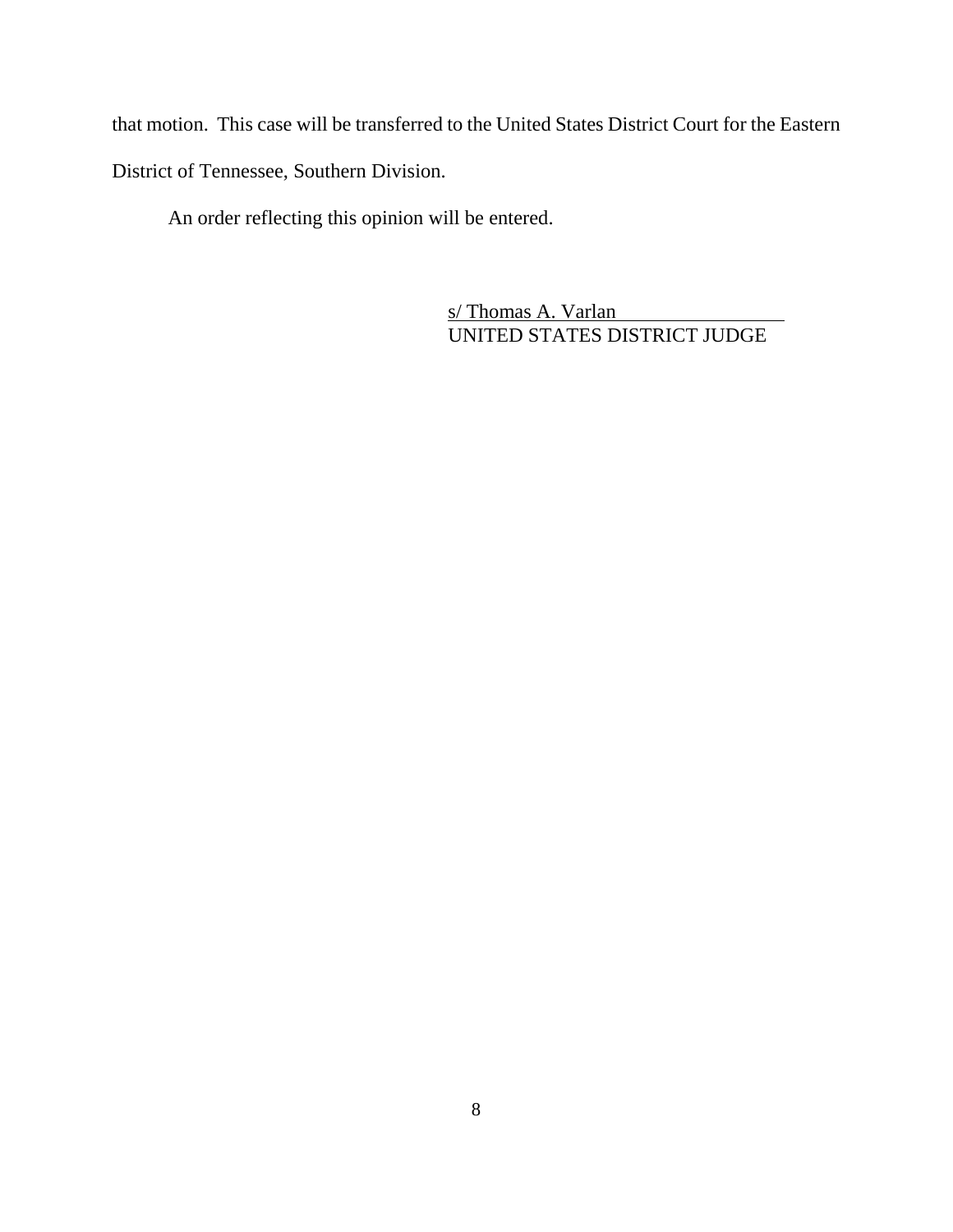that motion. This case will be transferred to the United States District Court for the Eastern District of Tennessee, Southern Division.

An order reflecting this opinion will be entered.

s/ Thomas A. Varlan
UNITED STATES DISTRICT JUDGE